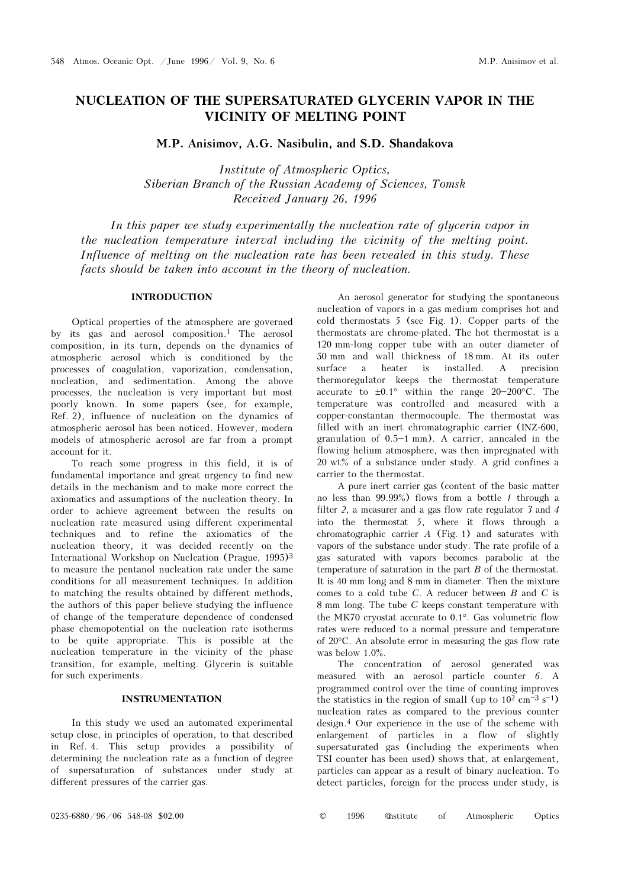# NUCLEATION OF THE SUPERSATURATED GLYCERIN VAPOR IN THE VICINITY OF MELTING POINT

**M.P. Anisimov, A.G. Nasibulin, and S.D. Shandakova**

*Institute of Atmospheric Optics,*
*Siberian Branch of the Russian Academy of Sciences, Tomsk*
*Received January 26, 1996*

*In this paper we study experimentally the nucleation rate of glycerin vapor in the nucleation temperature interval including the vicinity of the melting point. Influence of melting on the nucleation rate has been revealed in this study. These facts should be taken into account in the theory of nucleation.*

## INTRODUCTION

Optical properties of the atmosphere are governed by its gas and aerosol composition.[1] The aerosol composition, in its turn, depends on the dynamics of atmospheric aerosol which is conditioned by the processes of coagulation, vaporization, condensation, nucleation, and sedimentation. Among the above processes, the nucleation is very important but most poorly known. In some papers (see, for example, Ref. 2), influence of nucleation on the dynamics of atmospheric aerosol has been noticed. However, modern models of atmospheric aerosol are far from a prompt account for it.

To reach some progress in this field, it is of fundamental importance and great urgency to find new details in the mechanism and to make more correct the axiomatics and assumptions of the nucleation theory. In order to achieve agreement between the results on nucleation rate measured using different experimental techniques and to refine the axiomatics of the nucleation theory, it was decided recently on the International Workshop on Nucleation (Prague, 1995)[3] to measure the pentanol nucleation rate under the same conditions for all measurement techniques. In addition to matching the results obtained by different methods, the authors of this paper believe studying the influence of change of the temperature dependence of condensed phase chemopotential on the nucleation rate isotherms to be quite appropriate. This is possible at the nucleation temperature in the vicinity of the phase transition, for example, melting. Glycerin is suitable for such experiments.

## INSTRUMENTATION

In this study we used an automated experimental setup close, in principles of operation, to that described in Ref. 4. This setup provides a possibility of determining the nucleation rate as a function of degree of supersaturation of substances under study at different pressures of the carrier gas.

An aerosol generator for studying the spontaneous nucleation of vapors in a gas medium comprises hot and cold thermostats *5* (see Fig. 1). Copper parts of the thermostats are chrome-plated. The hot thermostat is a 120 mm-long copper tube with an outer diameter of 50 mm and wall thickness of 18 mm. At its outer surface a heater is installed. A precision thermoregulator keeps the thermostat temperature accurate to ±0.1° within the range 20–200°C. The temperature was controlled and measured with a copper-constantan thermocouple. The thermostat was filled with an inert chromatographic carrier (INZ-600, granulation of 0.5–1 mm). A carrier, annealed in the flowing helium atmosphere, was then impregnated with 20 wt% of a substance under study. A grid confines a carrier to the thermostat.

A pure inert carrier gas (content of the basic matter no less than 99.99%) flows from a bottle *1* through a filter *2*, a measurer and a gas flow rate regulator *3* and *4* into the thermostat *5*, where it flows through a chromatographic carrier *A* (Fig. 1) and saturates with vapors of the substance under study. The rate profile of a gas saturated with vapors becomes parabolic at the temperature of saturation in the part *B* of the thermostat. It is 40 mm long and 8 mm in diameter. Then the mixture comes to a cold tube *C*. A reducer between *B* and *C* is 8 mm long. The tube *C* keeps constant temperature with the MK70 cryostat accurate to 0.1°. Gas volumetric flow rates were reduced to a normal pressure and temperature of 20°C. An absolute error in measuring the gas flow rate was below 1.0%.

The concentration of aerosol generated was measured with an aerosol particle counter *6*. A programmed control over the time of counting improves the statistics in the region of small (up to $10^2$ $cm^{-3}$ $s^{-1}$) nucleation rates as compared to the previous counter design.[4] Our experience in the use of the scheme with enlargement of particles in a flow of slightly supersaturated gas (including the experiments when TSI counter has been used) shows that, at enlargement, particles can appear as a result of binary nucleation. To detect particles, foreign for the process under study, is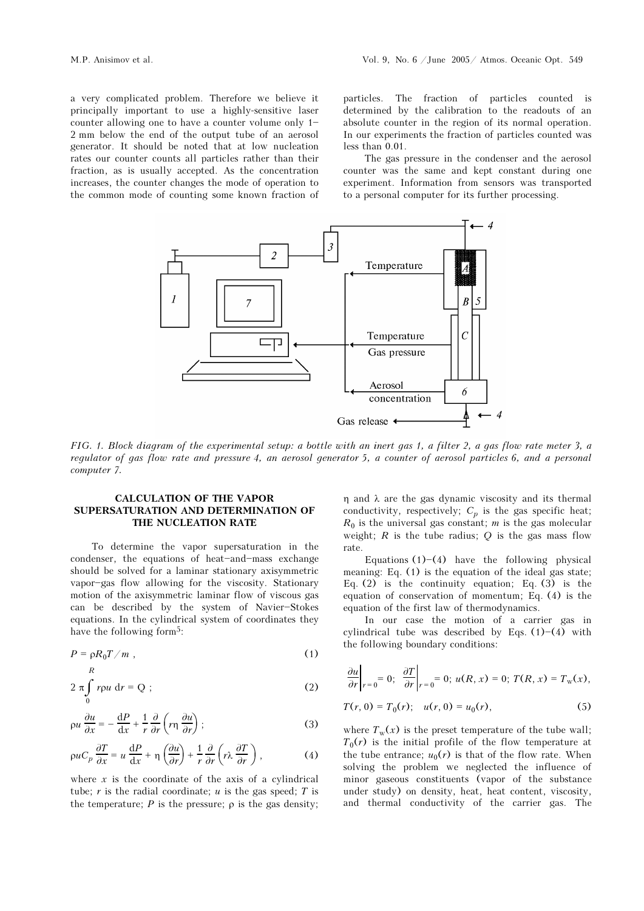a very complicated problem. Therefore we believe it principally important to use a highly-sensitive laser counter allowing one to have a counter volume only 1–2 mm below the end of the output tube of an aerosol generator. It should be noted that at low nucleation rates our counter counts all particles rather than their fraction, as is usually accepted. As the concentration increases, the counter changes the mode of operation to the common mode of counting some known fraction of particles. The fraction of particles counted is determined by the calibration to the readouts of an absolute counter in the region of its normal operation. In our experiments the fraction of particles counted was less than 0.01.

The gas pressure in the condenser and the aerosol counter was the same and kept constant during one experiment. Information from sensors was transported to a personal computer for its further processing.

*FIG. 1. Block diagram of the experimental setup: a bottle with an inert gas 1, a filter 2, a gas flow rate meter 3, a regulator of gas flow rate and pressure 4, an aerosol generator 5, a counter of aerosol particles 6, and a personal computer 7.*

## CALCULATION OF THE VAPOR SUPERSATURATION AND DETERMINATION OF THE NUCLEATION RATE

To determine the vapor supersaturation in the condenser, the equations of heat-and-mass exchange should be solved for a laminar stationary axisymmetric vapor–gas flow allowing for the viscosity. Stationary motion of the axisymmetric laminar flow of viscous gas can be described by the system of Navier–Stokes equations. In the cylindrical system of coordinates they have the following form[5]:

$$P = \rho R_0 T / m \,, \tag{1}$$

$$2\pi \int_0^R r\rho u \, \mathrm{d}r = Q \,; \tag{2}$$

$$\rho u \frac{\partial u}{\partial x} = -\frac{\mathrm{d}P}{\mathrm{d}x} + \frac{1}{r}\frac{\partial}{\partial r}\left(r\eta \frac{\partial u}{\partial r}\right); \tag{3}$$

$$\rho u C_p \frac{\partial T}{\partial x} = u\frac{\mathrm{d}P}{\mathrm{d}x} + \eta\left(\frac{\partial u}{\partial r}\right) + \frac{1}{r}\frac{\partial}{\partial r}\left(r\lambda \frac{\partial T}{\partial r}\right), \tag{4}$$

where $x$ is the coordinate of the axis of a cylindrical tube; $r$ is the radial coordinate; $u$ is the gas speed; $T$ is the temperature; $P$ is the pressure; $\rho$ is the gas density; $\eta$ and $\lambda$ are the gas dynamic viscosity and its thermal conductivity, respectively; $C_p$ is the gas specific heat; $R_0$ is the universal gas constant; $m$ is the gas molecular weight; $R$ is the tube radius; $Q$ is the gas mass flow rate.

Equations (1)–(4) have the following physical meaning: Eq. (1) is the equation of the ideal gas state; Eq. (2) is the continuity equation; Eq. (3) is the equation of conservation of momentum; Eq. (4) is the equation of the first law of thermodynamics.

In our case the motion of a carrier gas in cylindrical tube was described by Eqs. (1)–(4) with the following boundary conditions:

$$\left.\frac{\partial u}{\partial r}\right|_{r=0} = 0; \;\; \left.\frac{\partial T}{\partial r}\right|_{r=0} = 0; \;\; u(R, x) = 0; \;\; T(R, x) = T_w(x),$$

$$T(r, 0) = T_0(r); \quad u(r, 0) = u_0(r), \tag{5}$$

where $T_w(x)$ is the preset temperature of the tube wall; $T_0(r)$ is the initial profile of the flow temperature at the tube entrance; $u_0(r)$ is that of the flow rate. When solving the problem we neglected the influence of minor gaseous constituents (vapor of the substance under study) on density, heat, heat content, viscosity, and thermal conductivity of the carrier gas. The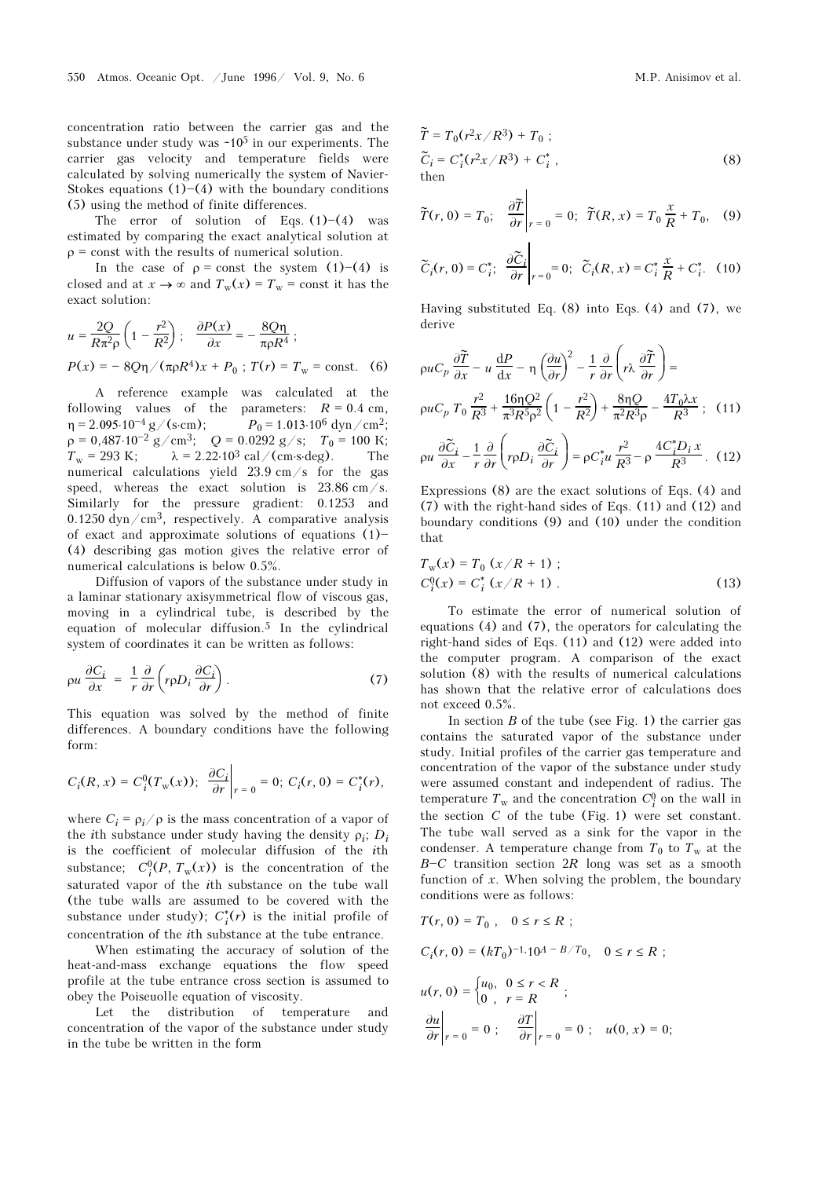concentration ratio between the carrier gas and the substance under study was ~$10^5$ in our experiments. The carrier gas velocity and temperature fields were calculated by solving numerically the system of Navier-Stokes equations (1)–(4) with the boundary conditions (5) using the method of finite differences.

The error of solution of Eqs. (1)–(4) was estimated by comparing the exact analytical solution at $\rho$ = const with the results of numerical solution.

In the case of $\rho$ = const the system (1)–(4) is closed and at $x \to \infty$ and $T_w(x) = T_w$ = const it has the exact solution:

$$u = \frac{2Q}{R\pi^2\rho}\left(1 - \frac{r^2}{R^2}\right); \quad \frac{\partial P(x)}{\partial x} = -\frac{8Q\eta}{\pi\rho R^4};$$

$$P(x) = -8Q\eta/(\pi\rho R^4)x + P_0 \ ; \ T(r) = T_w = \text{const}. \quad (6)$$

A reference example was calculated at the following values of the parameters: $R = 0.4$ cm, $\eta = 2.095 \cdot 10^{-4}$ g/(s·cm); $P_0 = 1.013 \cdot 10^6$ dyn/cm$^2$; $\rho = 0{,}487 \cdot 10^{-2}$ g/cm$^3$; $Q = 0.0292$ g/s; $T_0 = 100$ K; $T_w = 293$ K; $\lambda = 2.22 \cdot 10^3$ cal/(cm·s·deg). The numerical calculations yield 23.9 cm/s for the gas speed, whereas the exact solution is 23.86 cm/s. Similarly for the pressure gradient: 0.1253 and 0.1250 dyn/cm$^3$, respectively. A comparative analysis of exact and approximate solutions of equations (1)–(4) describing gas motion gives the relative error of numerical calculations is below 0.5%.

Diffusion of vapors of the substance under study in a laminar stationary axisymmetrical flow of viscous gas, moving in a cylindrical tube, is described by the equation of molecular diffusion.[5] In the cylindrical system of coordinates it can be written as follows:

$$\rho u \frac{\partial C_i}{\partial x} = \frac{1}{r}\frac{\partial}{\partial r}\left(r\rho D_i \frac{\partial C_i}{\partial r}\right). \quad (7)$$

This equation was solved by the method of finite differences. A boundary conditions have the following form:

$$C_i(R, x) = C_i^0(T_w(x)); \ \left.\frac{\partial C_i}{\partial r}\right|_{r=0} = 0; \ C_i(r, 0) = C_i^*(r),$$

where $C_i = \rho_i/\rho$ is the mass concentration of a vapor of the $i$th substance under study having the density $\rho_i$; $D_i$ is the coefficient of molecular diffusion of the $i$th substance; $C_i^0(P, T_w(x))$ is the concentration of the saturated vapor of the $i$th substance on the tube wall (the tube walls are assumed to be covered with the substance under study); $C_i^*(r)$ is the initial profile of concentration of the $i$th substance at the tube entrance.

When estimating the accuracy of solution of the heat-and-mass exchange equations the flow speed profile at the tube entrance cross section is assumed to obey the Poiseuolle equation of viscosity.

Let the distribution of temperature and concentration of the vapor of the substance under study in the tube be written in the form

$$\tilde{T} = T_0(r^2x/R^3) + T_0 \ ;$$

$$\tilde{C}_i = C_i^*(r^2x/R^3) + C_i^* \ , \quad (8)$$

then

$$\tilde{T}(r, 0) = T_0; \quad \left.\frac{\partial \tilde{T}}{\partial r}\right|_{r=0} = 0; \ \tilde{T}(R, x) = T_0\frac{x}{R} + T_0, \quad (9)$$

$$\tilde{C}_i(r, 0) = C_i^*; \quad \left.\frac{\partial \tilde{C}_i}{\partial r}\right|_{r=0} = 0; \ \tilde{C}_i(R, x) = C_i^*\frac{x}{R} + C_i^*. \quad (10)$$

Having substituted Eq. (8) into Eqs. (4) and (7), we derive

$$\rho u C_p \frac{\partial \tilde{T}}{\partial x} - u\frac{\mathrm{d}P}{\mathrm{d}x} - \eta\left(\frac{\partial u}{\partial r}\right)^2 - \frac{1}{r}\frac{\partial}{\partial r}\left(r\lambda\frac{\partial \tilde{T}}{\partial r}\right) =$$

$$\rho u C_p T_0 \frac{r^2}{R^3} + \frac{16\eta Q^2}{\pi^3 R^5 \rho^2}\left(1 - \frac{r^2}{R^2}\right) + \frac{8\eta Q}{\pi^2 R^3 \rho} - \frac{4T_0\lambda x}{R^3}; \quad (11)$$

$$\rho u \frac{\partial \tilde{C}_i}{\partial x} - \frac{1}{r}\frac{\partial}{\partial r}\left(r\rho D_i\frac{\partial \tilde{C}_i}{\partial r}\right) = \rho C_i^* u \frac{r^2}{R^3} - \rho\frac{4C_i^* D_i x}{R^3}. \quad (12)$$

Expressions (8) are the exact solutions of Eqs. (4) and (7) with the right-hand sides of Eqs. (11) and (12) and boundary conditions (9) and (10) under the condition that

$$T_w(x) = T_0\,(x/R + 1) \ ;$$

$$C_i^0(x) = C_i^*\,(x/R + 1) \ . \quad (13)$$

To estimate the error of numerical solution of equations (4) and (7), the operators for calculating the right-hand sides of Eqs. (11) and (12) were added into the computer program. A comparison of the exact solution (8) with the results of numerical calculations has shown that the relative error of calculations does not exceed 0.5%.

In section $B$ of the tube (see Fig. 1) the carrier gas contains the saturated vapor of the substance under study. Initial profiles of the carrier gas temperature and concentration of the vapor of the substance under study were assumed constant and independent of radius. The temperature $T_w$ and the concentration $C_i^0$ on the wall in the section $C$ of the tube (Fig. 1) were set constant. The tube wall served as a sink for the vapor in the condenser. A temperature change from $T_0$ to $T_w$ at the $B$–$C$ transition section $2R$ long was set as a smooth function of $x$. When solving the problem, the boundary conditions were as follows:

$$T(r, 0) = T_0 \ , \quad 0 \le r \le R \ ;$$

$$C_i(r, 0) = (kT_0)^{-1} \cdot 10^{A - B/T_0}, \quad 0 \le r \le R \ ;$$

$$u(r, 0) = \begin{cases} u_0, & 0 \le r < R \\ 0 \ , & r = R \end{cases} ;$$

$$\left.\frac{\partial u}{\partial r}\right|_{r=0} = 0 \ ; \quad \left.\frac{\partial T}{\partial r}\right|_{r=0} = 0 \ ; \quad u(0, x) = 0;$$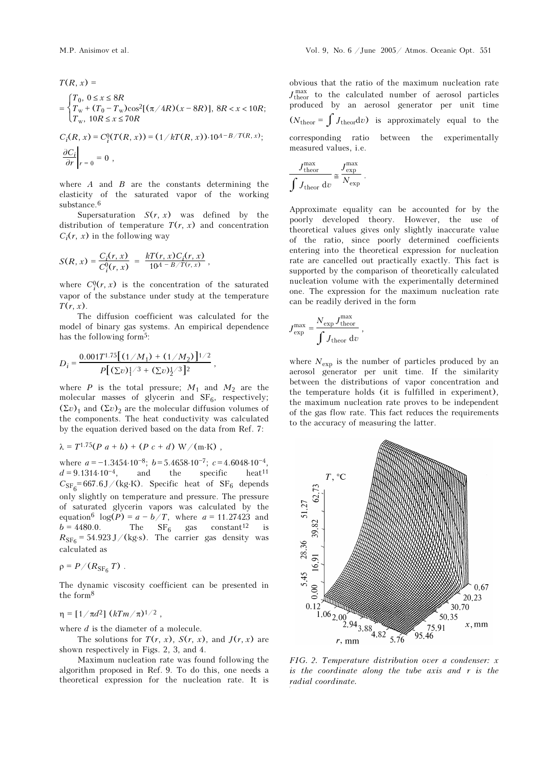$$T(R, x) = \begin{cases} T_0, \ 0 \le x \le 8R \\ T_w + (T_0 - T_w)\cos^2[(\pi/4R)(x - 8R)], \ 8R < x < 10R; \\ T_w, \ 10R \le x \le 70R \end{cases}$$

$$C_i(R, x) = C_i^0(T(R, x)) = (1/kT(R, x))\cdot 10^{A - B/T(R, x)};$$

$$\left.\frac{\partial C_i}{\partial r}\right|_{r=0} = 0 \ ,$$

where $A$ and $B$ are the constants determining the elasticity of the saturated vapor of the working substance.[6]

Supersaturation $S(r, x)$ was defined by the distribution of temperature $T(r, x)$ and concentration $C_i(r, x)$ in the following way

$$S(R, x) = \frac{C_i(r, x)}{C_i^0(r, x)} = \frac{kT(r, x)C_i(r, x)}{10^{A - B/T(r, x)}} \ ,$$

where $C_i^0(r, x)$ is the concentration of the saturated vapor of the substance under study at the temperature $T(r, x)$.

The diffusion coefficient was calculated for the model of binary gas systems. An empirical dependence has the following form[5]:

$$D_i = \frac{0.001T^{1.75}\left[(1/M_1) + (1/M_2)\right]^{1/2}}{P\left[(\Sigma v)_1^{1/3} + (\Sigma v)_2^{1/3}\right]^2} \ ,$$

where $P$ is the total pressure; $M_1$ and $M_2$ are the molecular masses of glycerin and $SF_6$, respectively; $(\Sigma v)_1$ and $(\Sigma v)_2$ are the molecular diffusion volumes of the components. The heat conductivity was calculated by the equation derived based on the data from Ref. 7:

$$\lambda = T^{1.75}(P\,a + b) + (P\,c + d) \ \text{W/(m·K)} \ ,$$

where $a = -1.3454\cdot 10^{-8}$; $b = 5.4658\cdot 10^{-7}$; $c = 4.6048\cdot 10^{-4}$, $d = 9.1314\cdot 10^{-4}$, and the specific heat[11] $C_{SF_6} = 667.6$ J/(kg·K). Specific heat of $SF_6$ depends only slightly on temperature and pressure. The pressure of saturated glycerin vapors was calculated by the equation[6] $\log(P) = a - b/T$, where $a = 11.27423$ and $b = 4480.0$. The $SF_6$ gas constant[12] is $R_{SF_6} = 54.923$ J/(kg·s). The carrier gas density was calculated as

$$\rho = P/(R_{SF_6}\,T) \ .$$

The dynamic viscosity coefficient can be presented in the form[8]

$$\eta = [1/\pi d^2]\,(kTm/\pi)^{1/2} \ ,$$

where $d$ is the diameter of a molecule.

The solutions for $T(r, x)$, $S(r, x)$, and $J(r, x)$ are shown respectively in Figs. 2, 3, and 4.

Maximum nucleation rate was found following the algorithm proposed in Ref. 9. To do this, one needs a theoretical expression for the nucleation rate. It is obvious that the ratio of the maximum nucleation rate $J_{\text{theor}}^{\max}$ to the calculated number of aerosol particles produced by an aerosol generator per unit time ($N_{\text{theor}} = \int J_{\text{theor}} dv$) is approximately equal to the corresponding ratio between the experimentally measured values, i.e.

$$\frac{J_{\text{theor}}^{\max}}{\int J_{\text{theor}}\,dv} \cong \frac{J_{\exp}^{\max}}{N_{\exp}} \ .$$

Approximate equality can be accounted for by the poorly developed theory. However, the use of theoretical values gives only slightly inaccurate value of the ratio, since poorly determined coefficients entering into the theoretical expression for nucleation rate are cancelled out practically exactly. This fact is supported by the comparison of theoretically calculated nucleation volume with the experimentally determined one. The expression for the maximum nucleation rate can be readily derived in the form

$$J_{\exp}^{\max} = \frac{N_{\exp} J_{\text{theor}}^{\max}}{\int J_{\text{theor}}\,dv} \ ,$$

where $N_{\exp}$ is the number of particles produced by an aerosol generator per unit time. If the similarity between the distributions of vapor concentration and the temperature holds (it is fulfilled in experiment), the maximum nucleation rate proves to be independent of the gas flow rate. This fact reduces the requirements to the accuracy of measuring the latter.

*FIG. 2. Temperature distribution over a condenser: $x$ is the coordinate along the tube axis and $r$ is the radial coordinate.*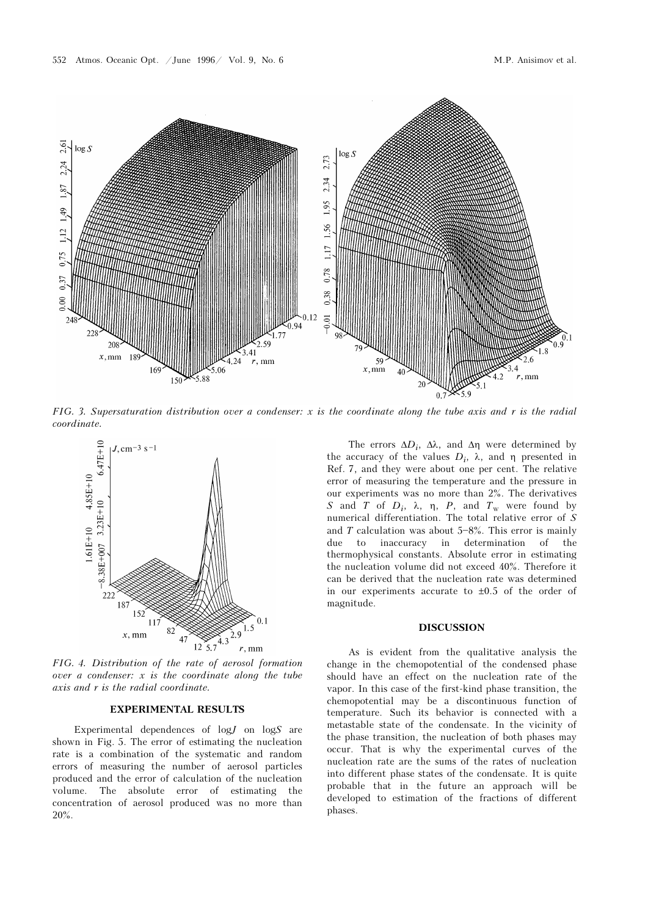FIG. 3. *Supersaturation distribution over a condenser: x is the coordinate along the tube axis and r is the radial coordinate.*

FIG. 4. *Distribution of the rate of aerosol formation over a condenser: x is the coordinate along the tube axis and r is the radial coordinate.*

### EXPERIMENTAL RESULTS

Experimental dependences of log$J$ on log$S$ are shown in Fig. 5. The error of estimating the nucleation rate is a combination of the systematic and random errors of measuring the number of aerosol particles produced and the error of calculation of the nucleation volume. The absolute error of estimating the concentration of aerosol produced was no more than 20%.

The errors $\Delta D_i$, $\Delta\lambda$, and $\Delta\eta$ were determined by the accuracy of the values $D_i$, $\lambda$, and $\eta$ presented in Ref. 7, and they were about one per cent. The relative error of measuring the temperature and the pressure in our experiments was no more than 2%. The derivatives $S$ and $T$ of $D_i$, $\lambda$, $\eta$, $P$, and $T_w$ were found by numerical differentiation. The total relative error of $S$ and $T$ calculation was about 5–8%. This error is mainly due to inaccuracy in determination of the thermophysical constants. Absolute error in estimating the nucleation volume did not exceed 40%. Therefore it can be derived that the nucleation rate was determined in our experiments accurate to ±0.5 of the order of magnitude.

### DISCUSSION

As is evident from the qualitative analysis the change in the chemopotential of the condensed phase should have an effect on the nucleation rate of the vapor. In this case of the first-kind phase transition, the chemopotential may be a discontinuous function of temperature. Such its behavior is connected with a metastable state of the condensate. In the vicinity of the phase transition, the nucleation of both phases may occur. That is why the experimental curves of the nucleation rate are the sums of the rates of nucleation into different phase states of the condensate. It is quite probable that in the future an approach will be developed to estimation of the fractions of different phases.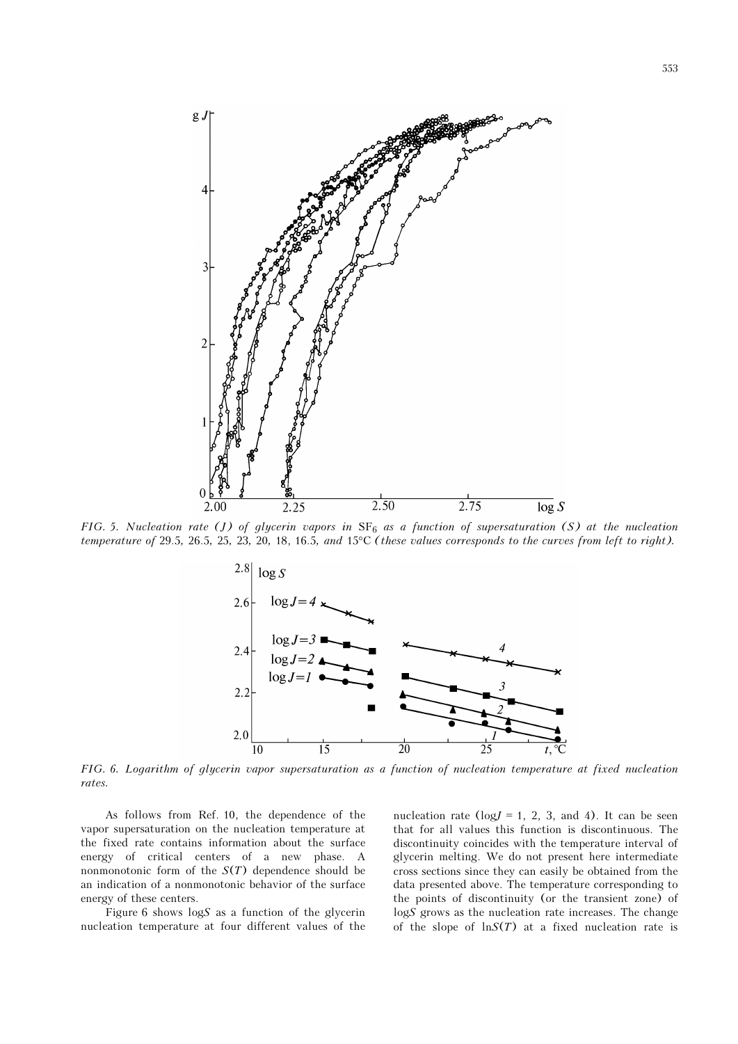FIG. 5. *Nucleation rate (J) of glycerin vapors in $SF_6$ as a function of supersaturation (S) at the nucleation temperature of 29.5, 26.5, 25, 23, 20, 18, 16.5, and 15°C (these values corresponds to the curves from left to right).*

FIG. 6. *Logarithm of glycerin vapor supersaturation as a function of nucleation temperature at fixed nucleation rates.*

As follows from Ref. 10, the dependence of the vapor supersaturation on the nucleation temperature at the fixed rate contains information about the surface energy of critical centers of a new phase. A nonmonotonic form of the $S(T)$ dependence should be an indication of a nonmonotonic behavior of the surface energy of these centers.

Figure 6 shows $\log S$ as a function of the glycerin nucleation temperature at four different values of the nucleation rate ($\log J$ = 1, 2, 3, and 4). It can be seen that for all values this function is discontinuous. The discontinuity coincides with the temperature interval of glycerin melting. We do not present here intermediate cross sections since they can easily be obtained from the data presented above. The temperature corresponding to the points of discontinuity (or the transient zone) of $\log S$ grows as the nucleation rate increases. The change of the slope of $\ln S(T)$ at a fixed nucleation rate is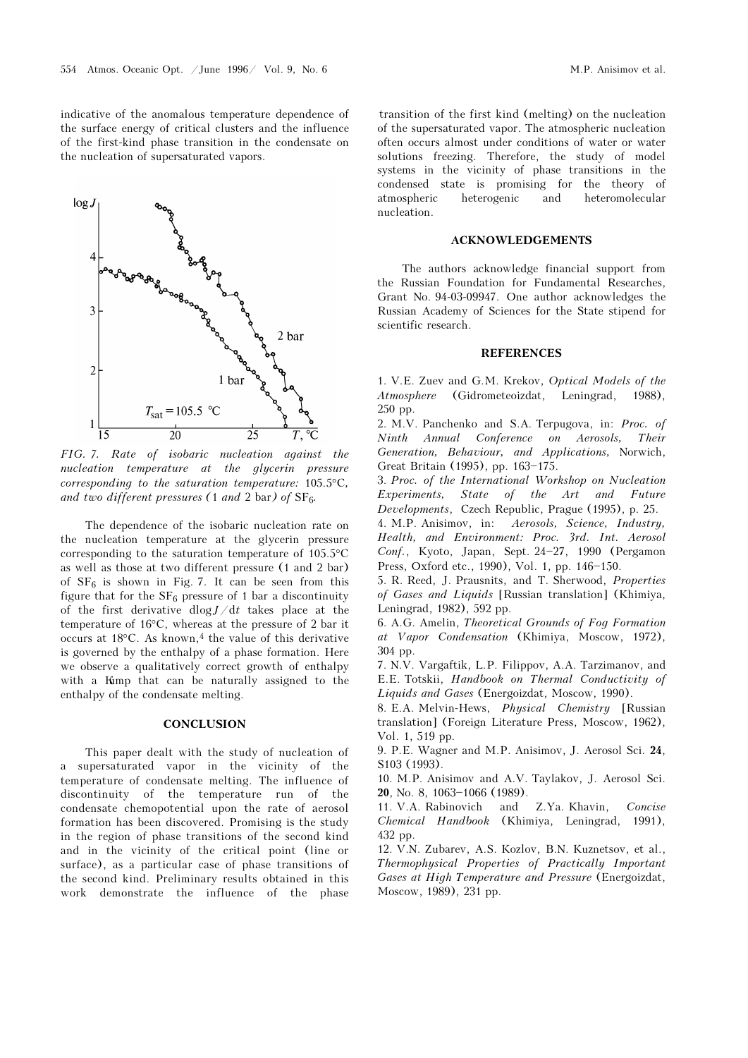indicative of the anomalous temperature dependence of the surface energy of critical clusters and the influence of the first-kind phase transition in the condensate on the nucleation of supersaturated vapors.

log J

4

3

2

1

15 20 25 T, °C

2 bar

1 bar

$T_{sat}$ = 105.5 °C

*FIG. 7. Rate of isobaric nucleation against the nucleation temperature at the glycerin pressure corresponding to the saturation temperature:* 105.5°C, *and two different pressures (*1 *and* 2 bar*) of* $SF_6$.

The dependence of the isobaric nucleation rate on the nucleation temperature at the glycerin pressure corresponding to the saturation temperature of 105.5°C as well as those at two different pressure (1 and 2 bar) of $SF_6$ is shown in Fig. 7. It can be seen from this figure that for the $SF_6$ pressure of 1 bar a discontinuity of the first derivative $d\log J/dt$ takes place at the temperature of 16°C, whereas at the pressure of 2 bar it occurs at 18°C. As known,[4] the value of this derivative is governed by the enthalpy of a phase formation. Here we observe a qualitatively correct growth of enthalpy with a jump that can be naturally assigned to the enthalpy of the condensate melting.

## CONCLUSION

This paper dealt with the study of nucleation of a supersaturated vapor in the vicinity of the temperature of condensate melting. The influence of discontinuity of the temperature run of the condensate chemopotential upon the rate of aerosol formation has been discovered. Promising is the study in the region of phase transitions of the second kind and in the vicinity of the critical point (line or surface), as a particular case of phase transitions of the second kind. Preliminary results obtained in this work demonstrate the influence of the phase transition of the first kind (melting) on the nucleation of the supersaturated vapor. The atmospheric nucleation often occurs almost under conditions of water or water solutions freezing. Therefore, the study of model systems in the vicinity of phase transitions in the condensed state is promising for the theory of atmospheric heterogenic and heteromolecular nucleation.

## ACKNOWLEDGEMENTS

The authors acknowledge financial support from the Russian Foundation for Fundamental Researches, Grant No. 94-03-09947. One author acknowledges the Russian Academy of Sciences for the State stipend for scientific research.

## REFERENCES

1. V.E. Zuev and G.M. Krekov, *Optical Models of the Atmosphere* (Gidrometeoizdat, Leningrad, 1988), 250 pp.

2. M.V. Panchenko and S.A. Terpugova, in: *Proc. of Ninth Annual Conference on Aerosols, Their Generation, Behaviour, and Applications*, Norwich, Great Britain (1995), pp. 163–175.

3. *Proc. of the International Workshop on Nucleation Experiments, State of the Art and Future Developments*, Czech Republic, Prague (1995), p. 25.

4. M.P. Anisimov, in: *Aerosols, Science, Industry, Health, and Environment: Proc. 3rd. Int. Aerosol Conf.*, Kyoto, Japan, Sept. 24–27, 1990 (Pergamon Press, Oxford etc., 1990), Vol. 1, pp. 146–150.

5. R. Reed, J. Prausnits, and T. Sherwood, *Properties of Gases and Liquids* [Russian translation] (Khimiya, Leningrad, 1982), 592 pp.

6. A.G. Amelin, *Theoretical Grounds of Fog Formation at Vapor Condensation* (Khimiya, Moscow, 1972), 304 pp.

7. N.V. Vargaftik, L.P. Filippov, A.A. Tarzimanov, and E.E. Totskii, *Handbook on Thermal Conductivity of Liquids and Gases* (Energoizdat, Moscow, 1990).

8. E.A. Melvin-Hews, *Physical Chemistry* [Russian translation] (Foreign Literature Press, Moscow, 1962), Vol. 1, 519 pp.

9. P.E. Wagner and M.P. Anisimov, J. Aerosol Sci. **24**, S103 (1993).

10. M.P. Anisimov and A.V. Taylakov, J. Aerosol Sci. **20**, No. 8, 1063–1066 (1989).

11. V.A. Rabinovich and Z.Ya. Khavin, *Concise Chemical Handbook* (Khimiya, Leningrad, 1991), 432 pp.

12. V.N. Zubarev, A.S. Kozlov, B.N. Kuznetsov, et al., *Thermophysical Properties of Practically Important Gases at High Temperature and Pressure* (Energoizdat, Moscow, 1989), 231 pp.